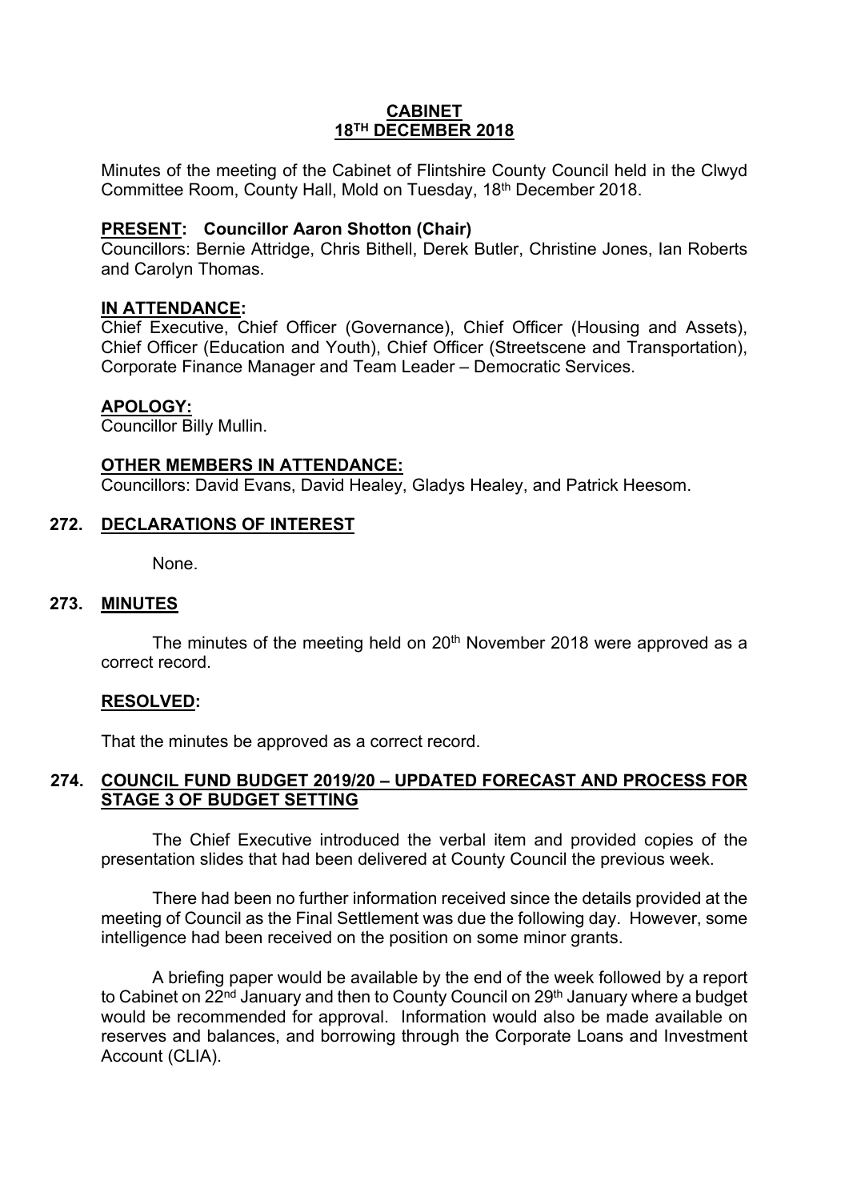# CABINET
## 18TH DECEMBER 2018

Minutes of the meeting of the Cabinet of Flintshire County Council held in the Clwyd Committee Room, County Hall, Mold on Tuesday, 18th December 2018.

**PRESENT: Councillor Aaron Shotton (Chair)**
Councillors: Bernie Attridge, Chris Bithell, Derek Butler, Christine Jones, Ian Roberts and Carolyn Thomas.

**IN ATTENDANCE:**
Chief Executive, Chief Officer (Governance), Chief Officer (Housing and Assets), Chief Officer (Education and Youth), Chief Officer (Streetscene and Transportation), Corporate Finance Manager and Team Leader – Democratic Services.

**APOLOGY:**
Councillor Billy Mullin.

**OTHER MEMBERS IN ATTENDANCE:**
Councillors: David Evans, David Healey, Gladys Healey, and Patrick Heesom.

## 272. DECLARATIONS OF INTEREST

None.

## 273. MINUTES

The minutes of the meeting held on 20th November 2018 were approved as a correct record.

**RESOLVED:**

That the minutes be approved as a correct record.

## 274. COUNCIL FUND BUDGET 2019/20 – UPDATED FORECAST AND PROCESS FOR STAGE 3 OF BUDGET SETTING

The Chief Executive introduced the verbal item and provided copies of the presentation slides that had been delivered at County Council the previous week.

There had been no further information received since the details provided at the meeting of Council as the Final Settlement was due the following day. However, some intelligence had been received on the position on some minor grants.

A briefing paper would be available by the end of the week followed by a report to Cabinet on 22nd January and then to County Council on 29th January where a budget would be recommended for approval. Information would also be made available on reserves and balances, and borrowing through the Corporate Loans and Investment Account (CLIA).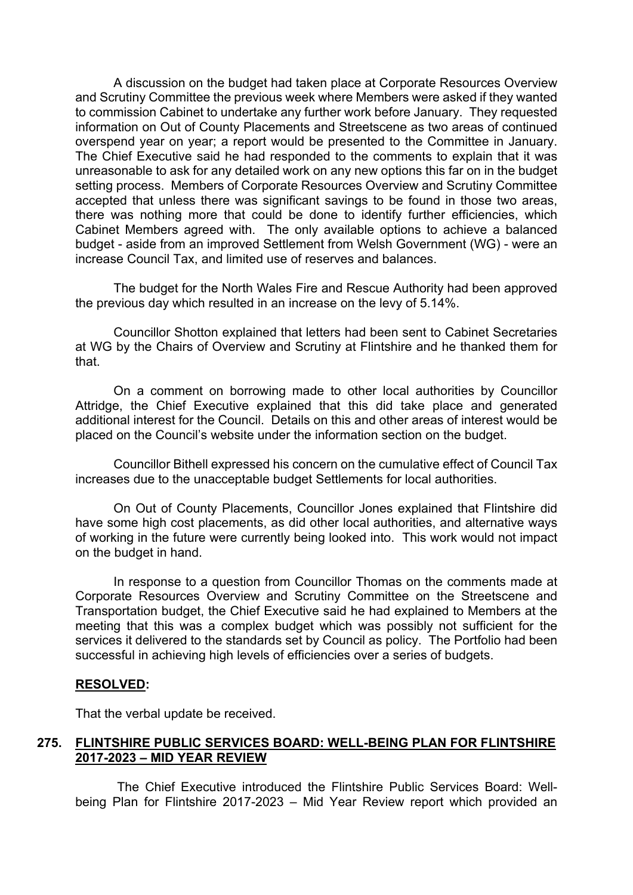A discussion on the budget had taken place at Corporate Resources Overview and Scrutiny Committee the previous week where Members were asked if they wanted to commission Cabinet to undertake any further work before January. They requested information on Out of County Placements and Streetscene as two areas of continued overspend year on year; a report would be presented to the Committee in January. The Chief Executive said he had responded to the comments to explain that it was unreasonable to ask for any detailed work on any new options this far on in the budget setting process. Members of Corporate Resources Overview and Scrutiny Committee accepted that unless there was significant savings to be found in those two areas, there was nothing more that could be done to identify further efficiencies, which Cabinet Members agreed with. The only available options to achieve a balanced budget - aside from an improved Settlement from Welsh Government (WG) - were an increase Council Tax, and limited use of reserves and balances.

The budget for the North Wales Fire and Rescue Authority had been approved the previous day which resulted in an increase on the levy of 5.14%.

Councillor Shotton explained that letters had been sent to Cabinet Secretaries at WG by the Chairs of Overview and Scrutiny at Flintshire and he thanked them for that.

On a comment on borrowing made to other local authorities by Councillor Attridge, the Chief Executive explained that this did take place and generated additional interest for the Council. Details on this and other areas of interest would be placed on the Council's website under the information section on the budget.

Councillor Bithell expressed his concern on the cumulative effect of Council Tax increases due to the unacceptable budget Settlements for local authorities.

On Out of County Placements, Councillor Jones explained that Flintshire did have some high cost placements, as did other local authorities, and alternative ways of working in the future were currently being looked into. This work would not impact on the budget in hand.

In response to a question from Councillor Thomas on the comments made at Corporate Resources Overview and Scrutiny Committee on the Streetscene and Transportation budget, the Chief Executive said he had explained to Members at the meeting that this was a complex budget which was possibly not sufficient for the services it delivered to the standards set by Council as policy. The Portfolio had been successful in achieving high levels of efficiencies over a series of budgets.

**RESOLVED:**

That the verbal update be received.

## 275. FLINTSHIRE PUBLIC SERVICES BOARD: WELL-BEING PLAN FOR FLINTSHIRE 2017-2023 – MID YEAR REVIEW

The Chief Executive introduced the Flintshire Public Services Board: Well-being Plan for Flintshire 2017-2023 – Mid Year Review report which provided an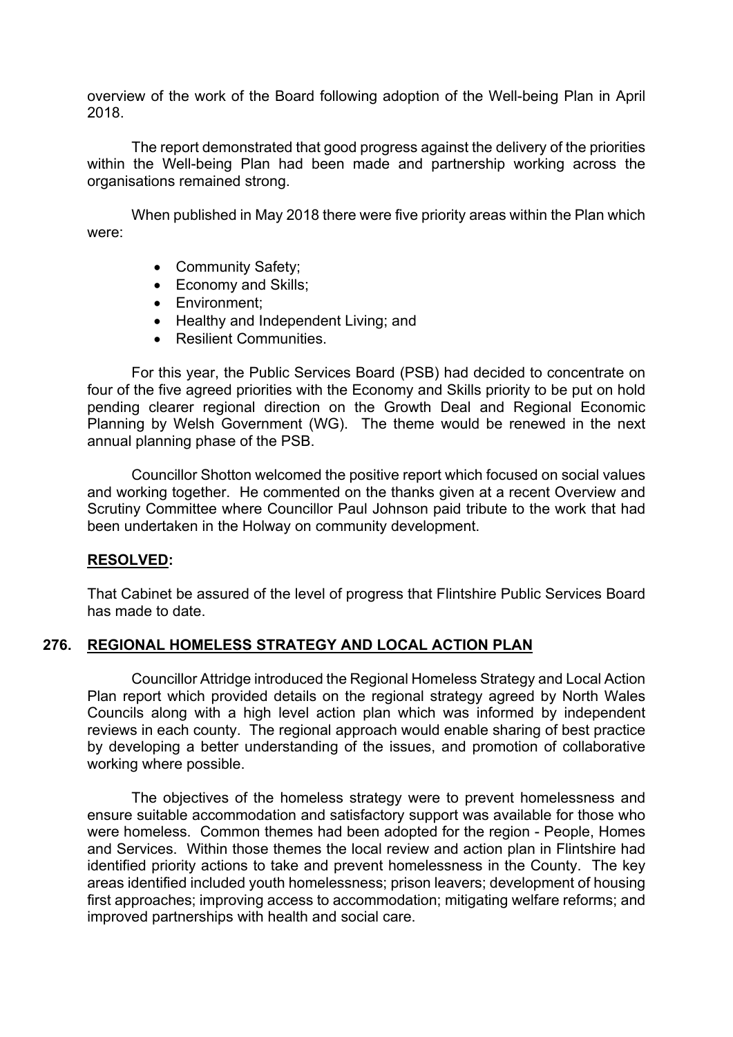overview of the work of the Board following adoption of the Well-being Plan in April 2018.

The report demonstrated that good progress against the delivery of the priorities within the Well-being Plan had been made and partnership working across the organisations remained strong.

When published in May 2018 there were five priority areas within the Plan which were:

- Community Safety;
- Economy and Skills;
- Environment;
- Healthy and Independent Living; and
- Resilient Communities.

For this year, the Public Services Board (PSB) had decided to concentrate on four of the five agreed priorities with the Economy and Skills priority to be put on hold pending clearer regional direction on the Growth Deal and Regional Economic Planning by Welsh Government (WG). The theme would be renewed in the next annual planning phase of the PSB.

Councillor Shotton welcomed the positive report which focused on social values and working together. He commented on the thanks given at a recent Overview and Scrutiny Committee where Councillor Paul Johnson paid tribute to the work that had been undertaken in the Holway on community development.

**RESOLVED:**

That Cabinet be assured of the level of progress that Flintshire Public Services Board has made to date.

## 276. REGIONAL HOMELESS STRATEGY AND LOCAL ACTION PLAN

Councillor Attridge introduced the Regional Homeless Strategy and Local Action Plan report which provided details on the regional strategy agreed by North Wales Councils along with a high level action plan which was informed by independent reviews in each county. The regional approach would enable sharing of best practice by developing a better understanding of the issues, and promotion of collaborative working where possible.

The objectives of the homeless strategy were to prevent homelessness and ensure suitable accommodation and satisfactory support was available for those who were homeless. Common themes had been adopted for the region - People, Homes and Services. Within those themes the local review and action plan in Flintshire had identified priority actions to take and prevent homelessness in the County. The key areas identified included youth homelessness; prison leavers; development of housing first approaches; improving access to accommodation; mitigating welfare reforms; and improved partnerships with health and social care.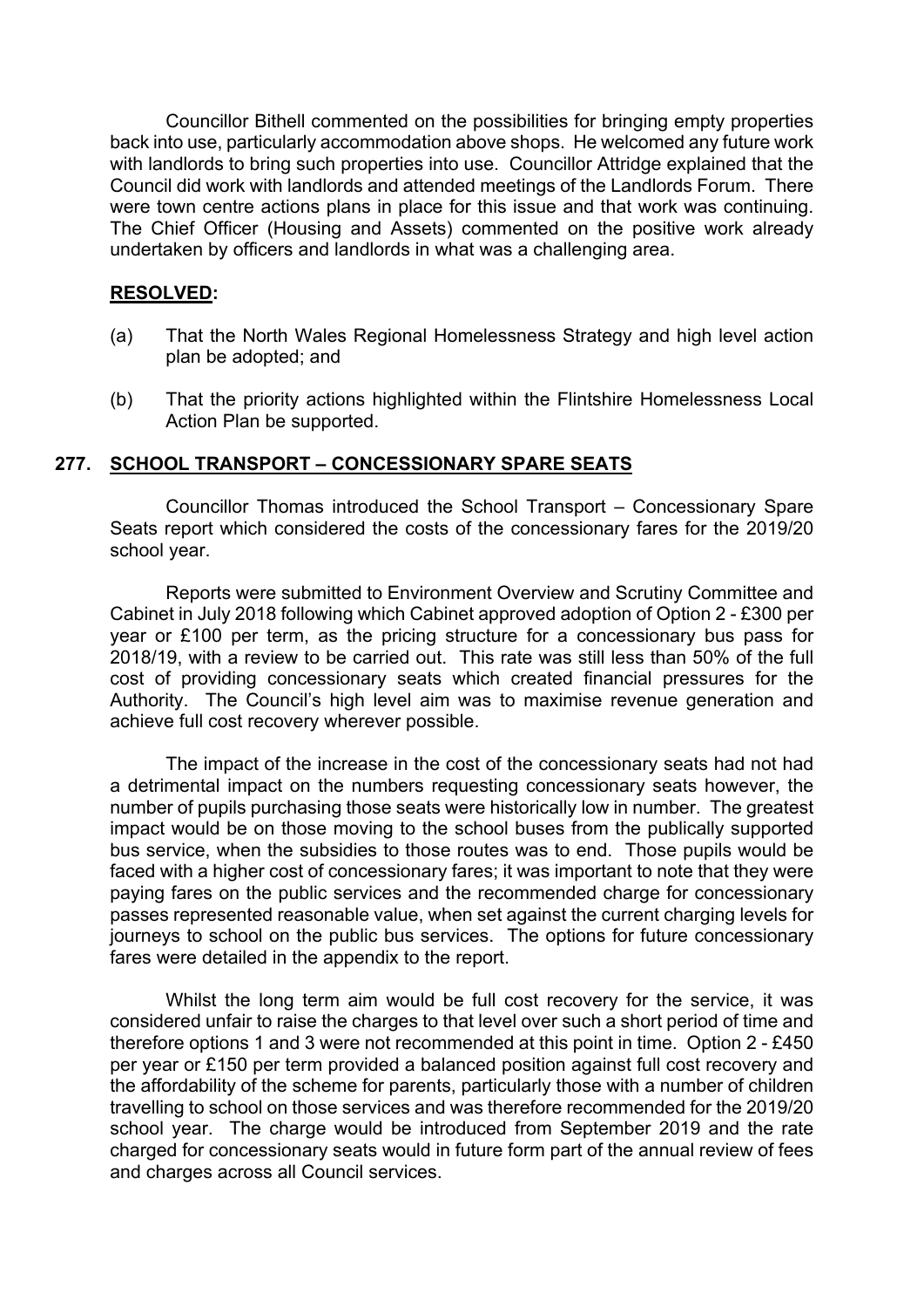Councillor Bithell commented on the possibilities for bringing empty properties back into use, particularly accommodation above shops. He welcomed any future work with landlords to bring such properties into use. Councillor Attridge explained that the Council did work with landlords and attended meetings of the Landlords Forum. There were town centre actions plans in place for this issue and that work was continuing. The Chief Officer (Housing and Assets) commented on the positive work already undertaken by officers and landlords in what was a challenging area.

**RESOLVED:**

(a) That the North Wales Regional Homelessness Strategy and high level action plan be adopted; and

(b) That the priority actions highlighted within the Flintshire Homelessness Local Action Plan be supported.

## 277. SCHOOL TRANSPORT – CONCESSIONARY SPARE SEATS

Councillor Thomas introduced the School Transport – Concessionary Spare Seats report which considered the costs of the concessionary fares for the 2019/20 school year.

Reports were submitted to Environment Overview and Scrutiny Committee and Cabinet in July 2018 following which Cabinet approved adoption of Option 2 - £300 per year or £100 per term, as the pricing structure for a concessionary bus pass for 2018/19, with a review to be carried out. This rate was still less than 50% of the full cost of providing concessionary seats which created financial pressures for the Authority. The Council's high level aim was to maximise revenue generation and achieve full cost recovery wherever possible.

The impact of the increase in the cost of the concessionary seats had not had a detrimental impact on the numbers requesting concessionary seats however, the number of pupils purchasing those seats were historically low in number. The greatest impact would be on those moving to the school buses from the publically supported bus service, when the subsidies to those routes was to end. Those pupils would be faced with a higher cost of concessionary fares; it was important to note that they were paying fares on the public services and the recommended charge for concessionary passes represented reasonable value, when set against the current charging levels for journeys to school on the public bus services. The options for future concessionary fares were detailed in the appendix to the report.

Whilst the long term aim would be full cost recovery for the service, it was considered unfair to raise the charges to that level over such a short period of time and therefore options 1 and 3 were not recommended at this point in time. Option 2 - £450 per year or £150 per term provided a balanced position against full cost recovery and the affordability of the scheme for parents, particularly those with a number of children travelling to school on those services and was therefore recommended for the 2019/20 school year. The charge would be introduced from September 2019 and the rate charged for concessionary seats would in future form part of the annual review of fees and charges across all Council services.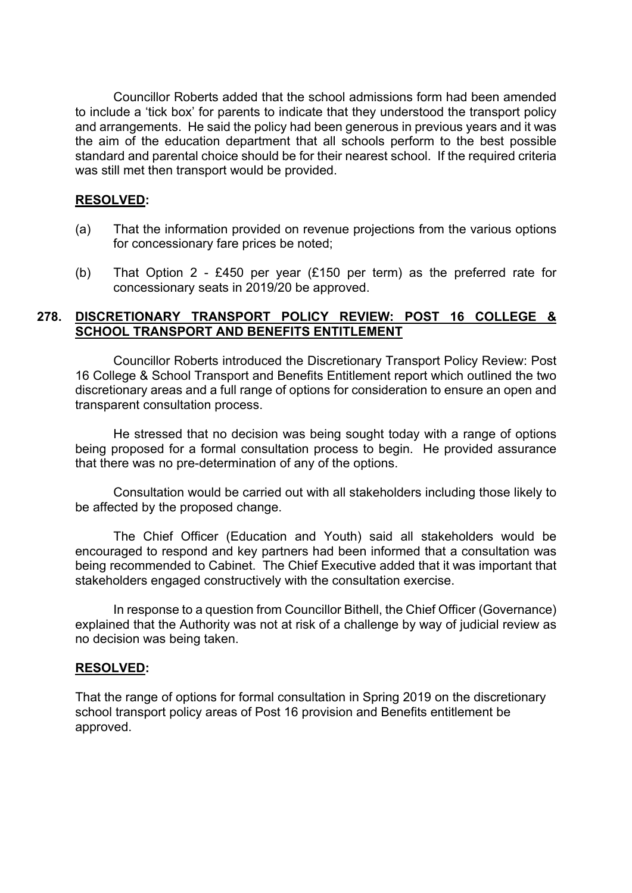Councillor Roberts added that the school admissions form had been amended to include a 'tick box' for parents to indicate that they understood the transport policy and arrangements. He said the policy had been generous in previous years and it was the aim of the education department that all schools perform to the best possible standard and parental choice should be for their nearest school. If the required criteria was still met then transport would be provided.

**RESOLVED:**

(a) That the information provided on revenue projections from the various options for concessionary fare prices be noted;

(b) That Option 2 - £450 per year (£150 per term) as the preferred rate for concessionary seats in 2019/20 be approved.

## 278. DISCRETIONARY TRANSPORT POLICY REVIEW: POST 16 COLLEGE & SCHOOL TRANSPORT AND BENEFITS ENTITLEMENT

Councillor Roberts introduced the Discretionary Transport Policy Review: Post 16 College & School Transport and Benefits Entitlement report which outlined the two discretionary areas and a full range of options for consideration to ensure an open and transparent consultation process.

He stressed that no decision was being sought today with a range of options being proposed for a formal consultation process to begin. He provided assurance that there was no pre-determination of any of the options.

Consultation would be carried out with all stakeholders including those likely to be affected by the proposed change.

The Chief Officer (Education and Youth) said all stakeholders would be encouraged to respond and key partners had been informed that a consultation was being recommended to Cabinet. The Chief Executive added that it was important that stakeholders engaged constructively with the consultation exercise.

In response to a question from Councillor Bithell, the Chief Officer (Governance) explained that the Authority was not at risk of a challenge by way of judicial review as no decision was being taken.

**RESOLVED:**

That the range of options for formal consultation in Spring 2019 on the discretionary school transport policy areas of Post 16 provision and Benefits entitlement be approved.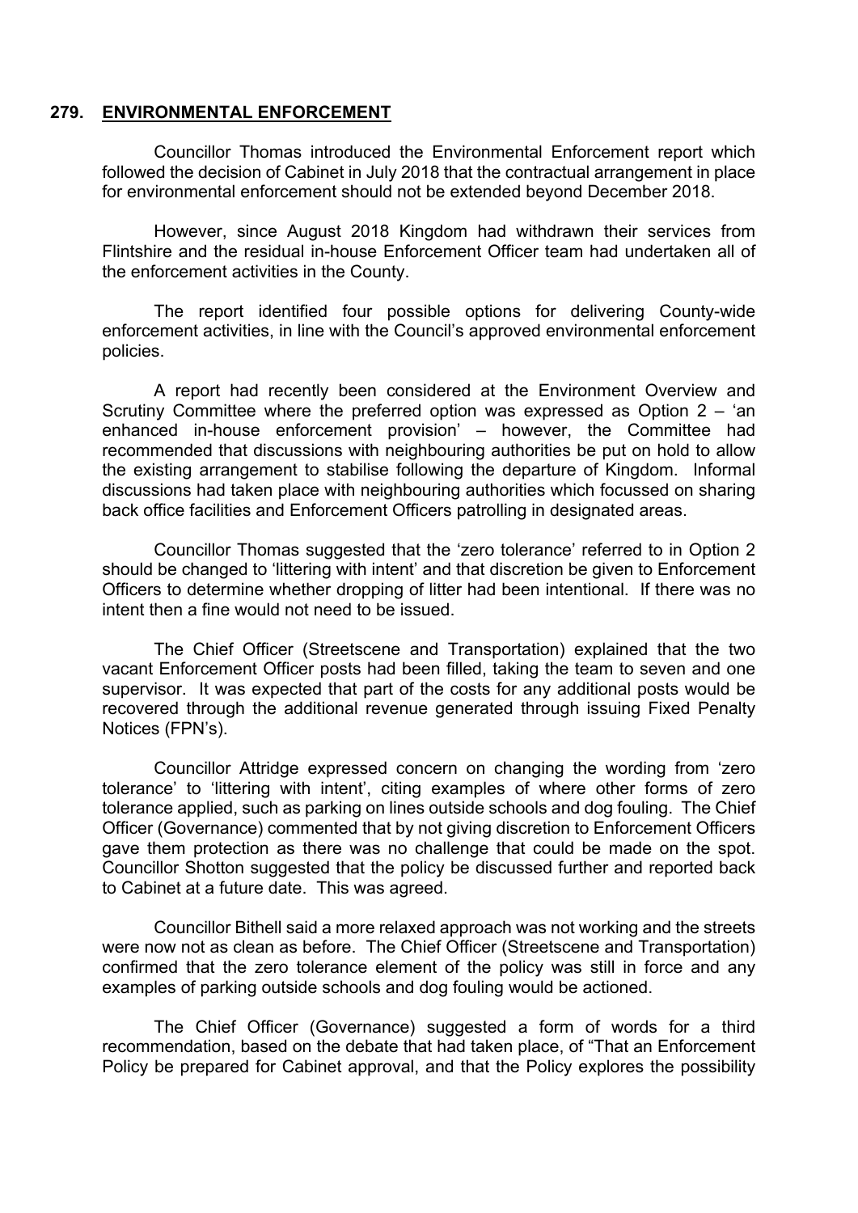## 279. ENVIRONMENTAL ENFORCEMENT

Councillor Thomas introduced the Environmental Enforcement report which followed the decision of Cabinet in July 2018 that the contractual arrangement in place for environmental enforcement should not be extended beyond December 2018.

However, since August 2018 Kingdom had withdrawn their services from Flintshire and the residual in-house Enforcement Officer team had undertaken all of the enforcement activities in the County.

The report identified four possible options for delivering County-wide enforcement activities, in line with the Council's approved environmental enforcement policies.

A report had recently been considered at the Environment Overview and Scrutiny Committee where the preferred option was expressed as Option 2 – 'an enhanced in-house enforcement provision' – however, the Committee had recommended that discussions with neighbouring authorities be put on hold to allow the existing arrangement to stabilise following the departure of Kingdom. Informal discussions had taken place with neighbouring authorities which focussed on sharing back office facilities and Enforcement Officers patrolling in designated areas.

Councillor Thomas suggested that the 'zero tolerance' referred to in Option 2 should be changed to 'littering with intent' and that discretion be given to Enforcement Officers to determine whether dropping of litter had been intentional. If there was no intent then a fine would not need to be issued.

The Chief Officer (Streetscene and Transportation) explained that the two vacant Enforcement Officer posts had been filled, taking the team to seven and one supervisor. It was expected that part of the costs for any additional posts would be recovered through the additional revenue generated through issuing Fixed Penalty Notices (FPN's).

Councillor Attridge expressed concern on changing the wording from 'zero tolerance' to 'littering with intent', citing examples of where other forms of zero tolerance applied, such as parking on lines outside schools and dog fouling. The Chief Officer (Governance) commented that by not giving discretion to Enforcement Officers gave them protection as there was no challenge that could be made on the spot. Councillor Shotton suggested that the policy be discussed further and reported back to Cabinet at a future date. This was agreed.

Councillor Bithell said a more relaxed approach was not working and the streets were now not as clean as before. The Chief Officer (Streetscene and Transportation) confirmed that the zero tolerance element of the policy was still in force and any examples of parking outside schools and dog fouling would be actioned.

The Chief Officer (Governance) suggested a form of words for a third recommendation, based on the debate that had taken place, of "That an Enforcement Policy be prepared for Cabinet approval, and that the Policy explores the possibility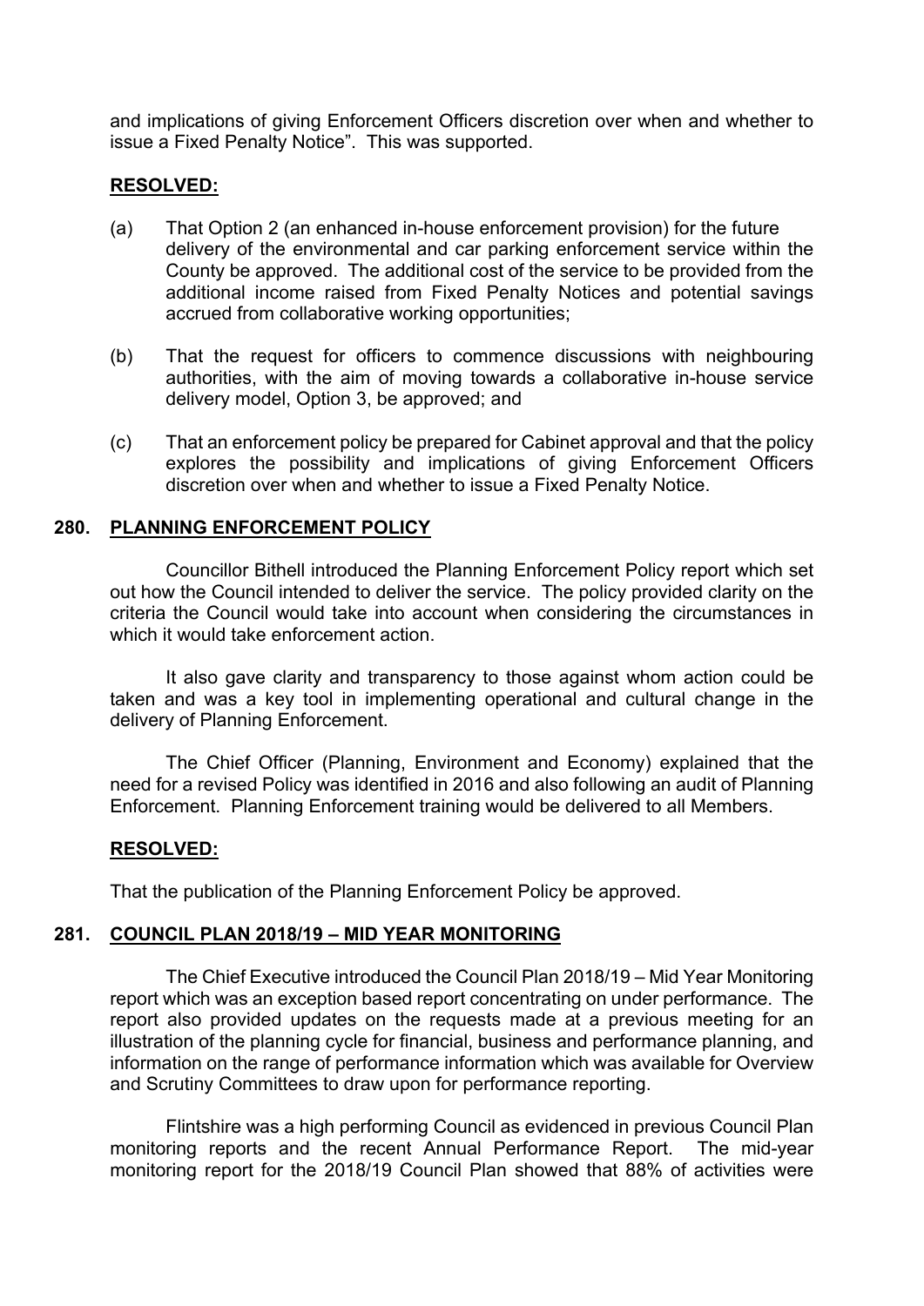and implications of giving Enforcement Officers discretion over when and whether to issue a Fixed Penalty Notice". This was supported.

**RESOLVED:**

(a) That Option 2 (an enhanced in-house enforcement provision) for the future delivery of the environmental and car parking enforcement service within the County be approved. The additional cost of the service to be provided from the additional income raised from Fixed Penalty Notices and potential savings accrued from collaborative working opportunities;

(b) That the request for officers to commence discussions with neighbouring authorities, with the aim of moving towards a collaborative in-house service delivery model, Option 3, be approved; and

(c) That an enforcement policy be prepared for Cabinet approval and that the policy explores the possibility and implications of giving Enforcement Officers discretion over when and whether to issue a Fixed Penalty Notice.

## 280. PLANNING ENFORCEMENT POLICY

Councillor Bithell introduced the Planning Enforcement Policy report which set out how the Council intended to deliver the service. The policy provided clarity on the criteria the Council would take into account when considering the circumstances in which it would take enforcement action.

It also gave clarity and transparency to those against whom action could be taken and was a key tool in implementing operational and cultural change in the delivery of Planning Enforcement.

The Chief Officer (Planning, Environment and Economy) explained that the need for a revised Policy was identified in 2016 and also following an audit of Planning Enforcement. Planning Enforcement training would be delivered to all Members.

**RESOLVED:**

That the publication of the Planning Enforcement Policy be approved.

## 281. COUNCIL PLAN 2018/19 – MID YEAR MONITORING

The Chief Executive introduced the Council Plan 2018/19 – Mid Year Monitoring report which was an exception based report concentrating on under performance. The report also provided updates on the requests made at a previous meeting for an illustration of the planning cycle for financial, business and performance planning, and information on the range of performance information which was available for Overview and Scrutiny Committees to draw upon for performance reporting.

Flintshire was a high performing Council as evidenced in previous Council Plan monitoring reports and the recent Annual Performance Report. The mid-year monitoring report for the 2018/19 Council Plan showed that 88% of activities were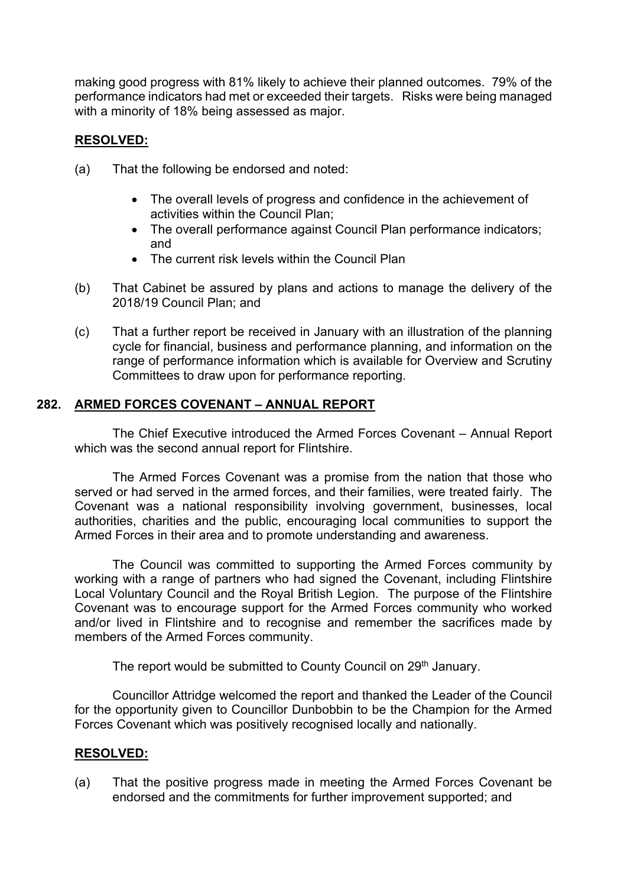making good progress with 81% likely to achieve their planned outcomes. 79% of the performance indicators had met or exceeded their targets. Risks were being managed with a minority of 18% being assessed as major.

**RESOLVED:**

(a) That the following be endorsed and noted:

- The overall levels of progress and confidence in the achievement of activities within the Council Plan;
- The overall performance against Council Plan performance indicators; and
- The current risk levels within the Council Plan

(b) That Cabinet be assured by plans and actions to manage the delivery of the 2018/19 Council Plan; and

(c) That a further report be received in January with an illustration of the planning cycle for financial, business and performance planning, and information on the range of performance information which is available for Overview and Scrutiny Committees to draw upon for performance reporting.

## 282. ARMED FORCES COVENANT – ANNUAL REPORT

The Chief Executive introduced the Armed Forces Covenant – Annual Report which was the second annual report for Flintshire.

The Armed Forces Covenant was a promise from the nation that those who served or had served in the armed forces, and their families, were treated fairly. The Covenant was a national responsibility involving government, businesses, local authorities, charities and the public, encouraging local communities to support the Armed Forces in their area and to promote understanding and awareness.

The Council was committed to supporting the Armed Forces community by working with a range of partners who had signed the Covenant, including Flintshire Local Voluntary Council and the Royal British Legion. The purpose of the Flintshire Covenant was to encourage support for the Armed Forces community who worked and/or lived in Flintshire and to recognise and remember the sacrifices made by members of the Armed Forces community.

The report would be submitted to County Council on 29th January.

Councillor Attridge welcomed the report and thanked the Leader of the Council for the opportunity given to Councillor Dunbobbin to be the Champion for the Armed Forces Covenant which was positively recognised locally and nationally.

**RESOLVED:**

(a) That the positive progress made in meeting the Armed Forces Covenant be endorsed and the commitments for further improvement supported; and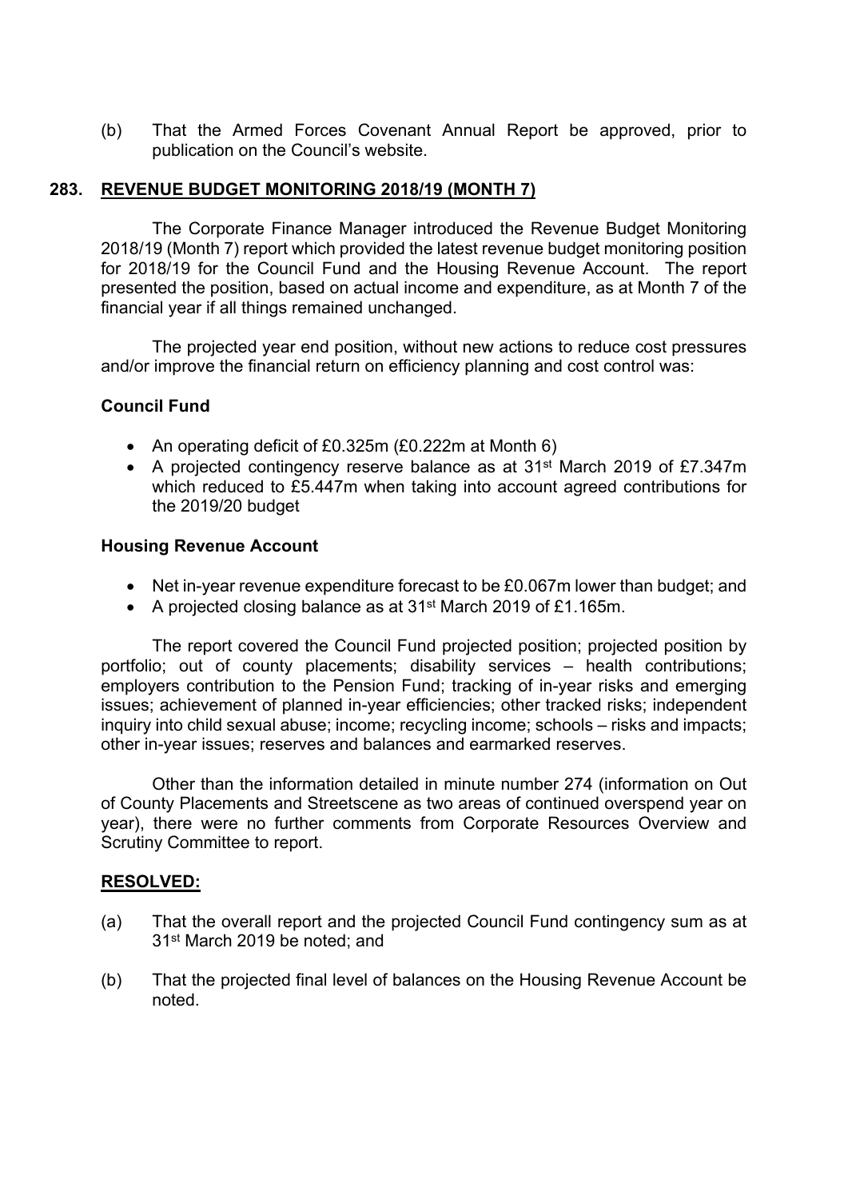(b) That the Armed Forces Covenant Annual Report be approved, prior to publication on the Council's website.

## 283. REVENUE BUDGET MONITORING 2018/19 (MONTH 7)

The Corporate Finance Manager introduced the Revenue Budget Monitoring 2018/19 (Month 7) report which provided the latest revenue budget monitoring position for 2018/19 for the Council Fund and the Housing Revenue Account. The report presented the position, based on actual income and expenditure, as at Month 7 of the financial year if all things remained unchanged.

The projected year end position, without new actions to reduce cost pressures and/or improve the financial return on efficiency planning and cost control was:

**Council Fund**

- An operating deficit of £0.325m (£0.222m at Month 6)
- A projected contingency reserve balance as at 31st March 2019 of £7.347m which reduced to £5.447m when taking into account agreed contributions for the 2019/20 budget

**Housing Revenue Account**

- Net in-year revenue expenditure forecast to be £0.067m lower than budget; and
- A projected closing balance as at 31st March 2019 of £1.165m.

The report covered the Council Fund projected position; projected position by portfolio; out of county placements; disability services – health contributions; employers contribution to the Pension Fund; tracking of in-year risks and emerging issues; achievement of planned in-year efficiencies; other tracked risks; independent inquiry into child sexual abuse; income; recycling income; schools – risks and impacts; other in-year issues; reserves and balances and earmarked reserves.

Other than the information detailed in minute number 274 (information on Out of County Placements and Streetscene as two areas of continued overspend year on year), there were no further comments from Corporate Resources Overview and Scrutiny Committee to report.

**RESOLVED:**

(a) That the overall report and the projected Council Fund contingency sum as at 31st March 2019 be noted; and

(b) That the projected final level of balances on the Housing Revenue Account be noted.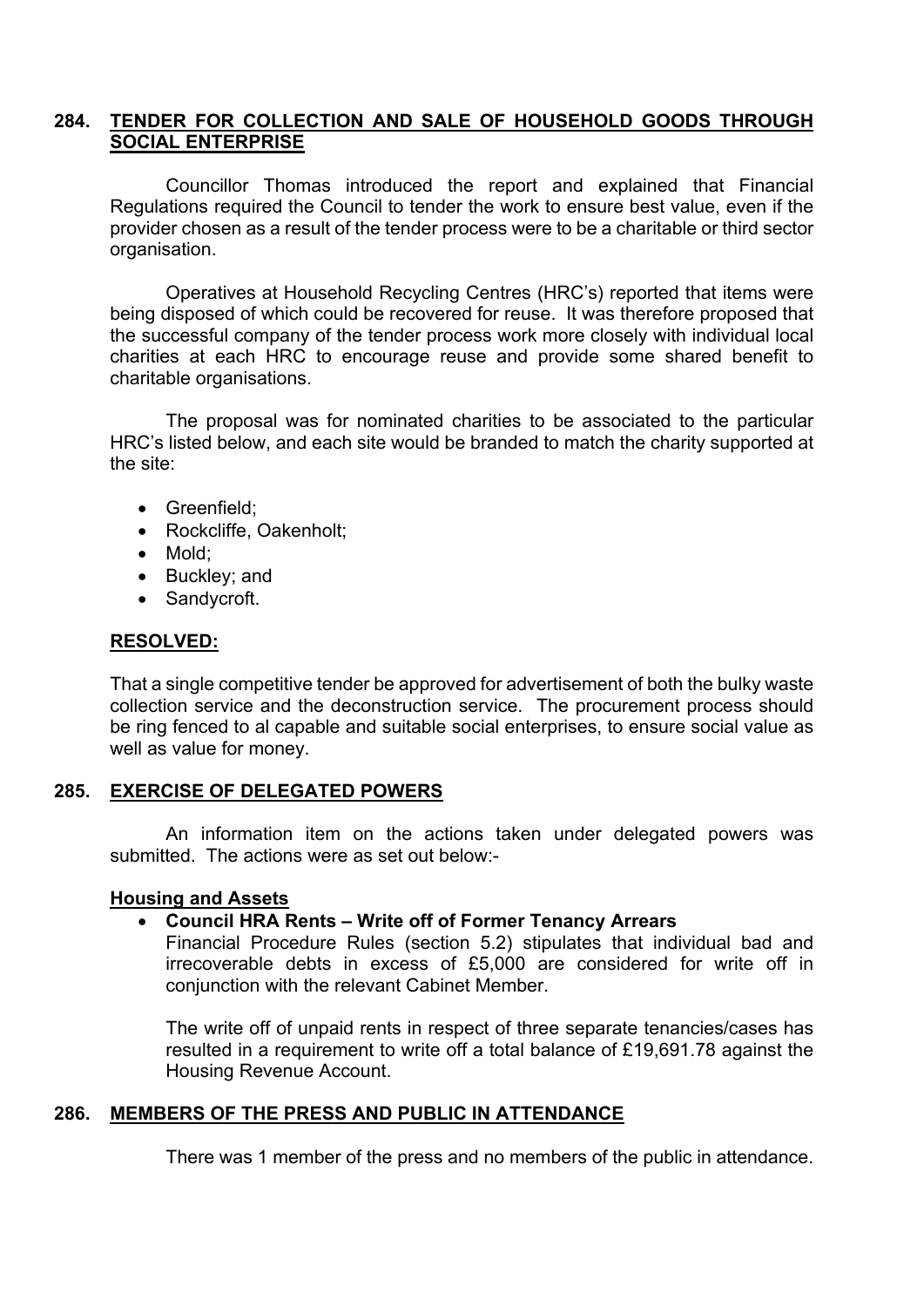## 284. TENDER FOR COLLECTION AND SALE OF HOUSEHOLD GOODS THROUGH SOCIAL ENTERPRISE

Councillor Thomas introduced the report and explained that Financial Regulations required the Council to tender the work to ensure best value, even if the provider chosen as a result of the tender process were to be a charitable or third sector organisation.

Operatives at Household Recycling Centres (HRC's) reported that items were being disposed of which could be recovered for reuse. It was therefore proposed that the successful company of the tender process work more closely with individual local charities at each HRC to encourage reuse and provide some shared benefit to charitable organisations.

The proposal was for nominated charities to be associated to the particular HRC's listed below, and each site would be branded to match the charity supported at the site:

- Greenfield;
- Rockcliffe, Oakenholt;
- Mold;
- Buckley; and
- Sandycroft.

**RESOLVED:**

That a single competitive tender be approved for advertisement of both the bulky waste collection service and the deconstruction service. The procurement process should be ring fenced to al capable and suitable social enterprises, to ensure social value as well as value for money.

## 285. EXERCISE OF DELEGATED POWERS

An information item on the actions taken under delegated powers was submitted. The actions were as set out below:-

**Housing and Assets**

- **Council HRA Rents – Write off of Former Tenancy Arrears**

  Financial Procedure Rules (section 5.2) stipulates that individual bad and irrecoverable debts in excess of £5,000 are considered for write off in conjunction with the relevant Cabinet Member.

  The write off of unpaid rents in respect of three separate tenancies/cases has resulted in a requirement to write off a total balance of £19,691.78 against the Housing Revenue Account.

## 286. MEMBERS OF THE PRESS AND PUBLIC IN ATTENDANCE

There was 1 member of the press and no members of the public in attendance.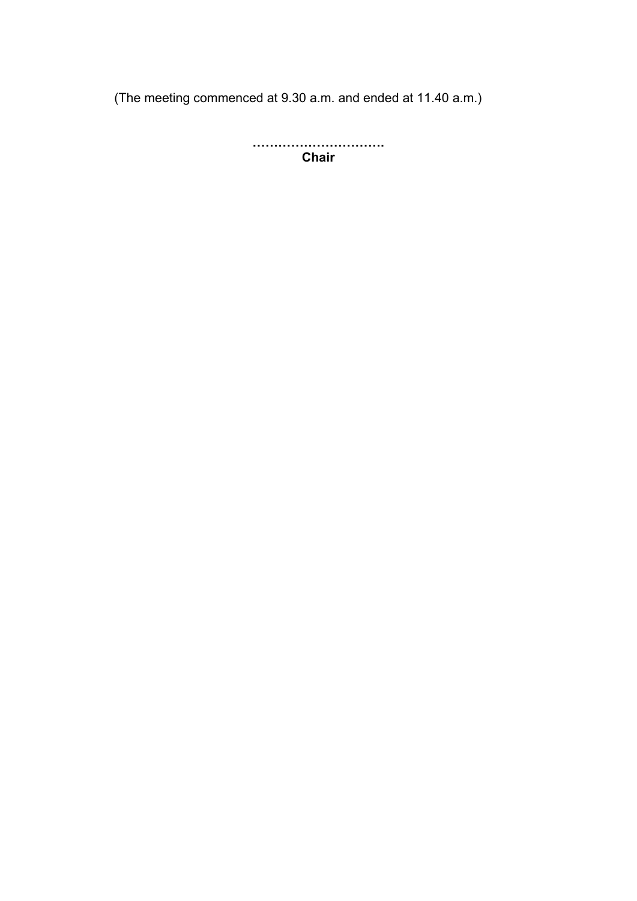(The meeting commenced at 9.30 a.m. and ended at 11.40 a.m.)

**…………………………..**
**Chair**